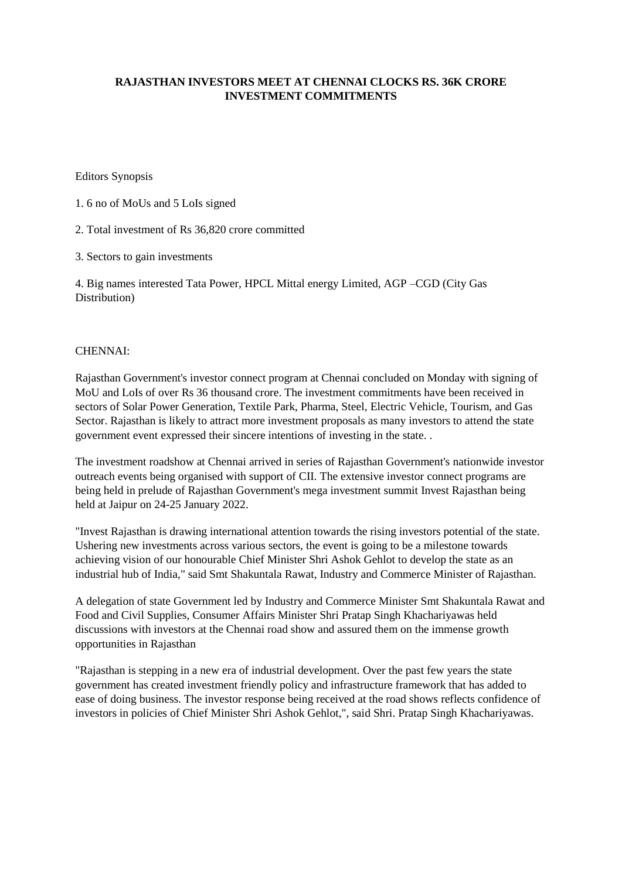# RAJASTHAN INVESTORS MEET AT CHENNAI CLOCKS RS. 36K CRORE INVESTMENT COMMITMENTS

Editors Synopsis

1. 6 no of MoUs and 5 LoIs signed

2. Total investment of Rs 36,820 crore committed

3. Sectors to gain investments

4. Big names interested Tata Power, HPCL Mittal energy Limited, AGP –CGD (City Gas Distribution)

CHENNAI:

Rajasthan Government's investor connect program at Chennai concluded on Monday with signing of MoU and LoIs of over Rs 36 thousand crore. The investment commitments have been received in sectors of Solar Power Generation, Textile Park, Pharma, Steel, Electric Vehicle, Tourism, and Gas Sector. Rajasthan is likely to attract more investment proposals as many investors to attend the state government event expressed their sincere intentions of investing in the state. .

The investment roadshow at Chennai arrived in series of Rajasthan Government's nationwide investor outreach events being organised with support of CII. The extensive investor connect programs are being held in prelude of Rajasthan Government's mega investment summit Invest Rajasthan being held at Jaipur on 24-25 January 2022.

"Invest Rajasthan is drawing international attention towards the rising investors potential of the state. Ushering new investments across various sectors, the event is going to be a milestone towards achieving vision of our honourable Chief Minister Shri Ashok Gehlot to develop the state as an industrial hub of India," said Smt Shakuntala Rawat, Industry and Commerce Minister of Rajasthan.

A delegation of state Government led by Industry and Commerce Minister Smt Shakuntala Rawat and Food and Civil Supplies, Consumer Affairs Minister Shri Pratap Singh Khachariyawas held discussions with investors at the Chennai road show and assured them on the immense growth opportunities in Rajasthan

"Rajasthan is stepping in a new era of industrial development. Over the past few years the state government has created investment friendly policy and infrastructure framework that has added to ease of doing business. The investor response being received at the road shows reflects confidence of investors in policies of Chief Minister Shri Ashok Gehlot,", said Shri. Pratap Singh Khachariyawas.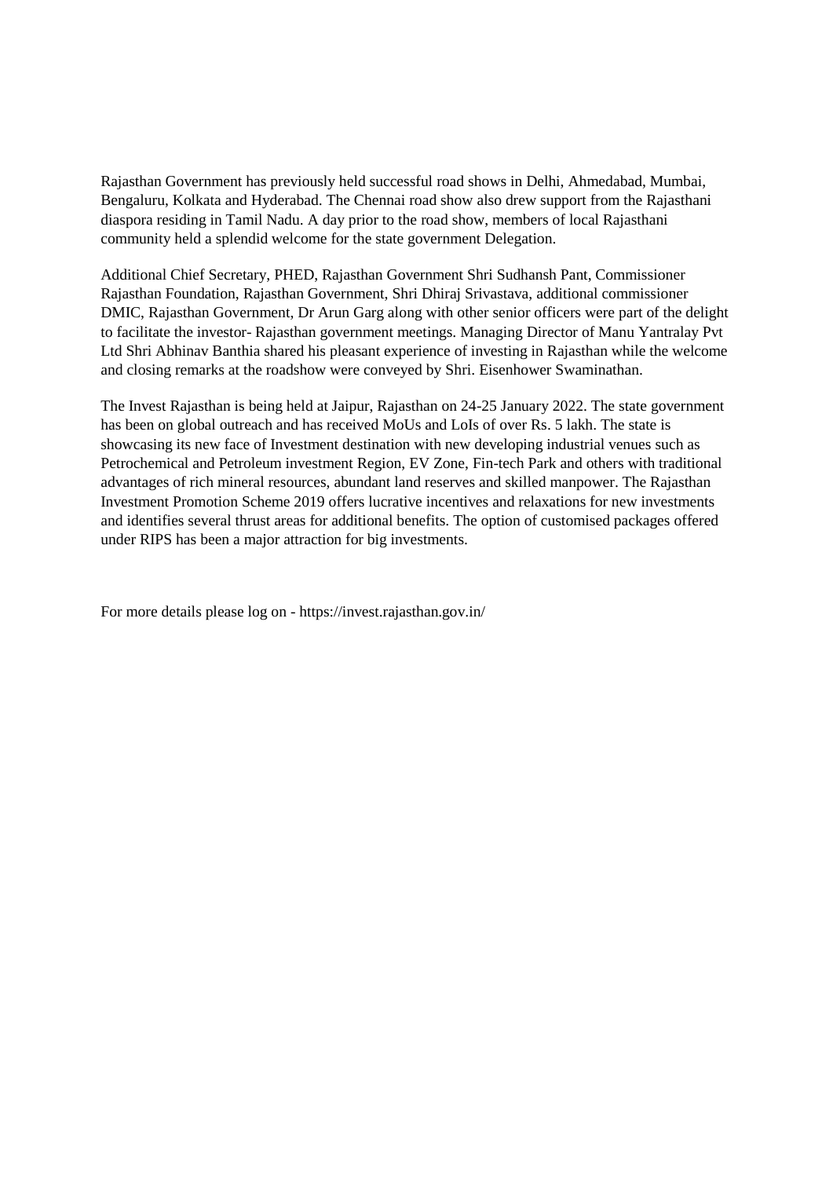Rajasthan Government has previously held successful road shows in Delhi, Ahmedabad, Mumbai, Bengaluru, Kolkata and Hyderabad. The Chennai road show also drew support from the Rajasthani diaspora residing in Tamil Nadu. A day prior to the road show, members of local Rajasthani community held a splendid welcome for the state government Delegation.

Additional Chief Secretary, PHED, Rajasthan Government Shri Sudhansh Pant, Commissioner Rajasthan Foundation, Rajasthan Government, Shri Dhiraj Srivastava, additional commissioner DMIC, Rajasthan Government, Dr Arun Garg along with other senior officers were part of the delight to facilitate the investor- Rajasthan government meetings. Managing Director of Manu Yantralay Pvt Ltd Shri Abhinav Banthia shared his pleasant experience of investing in Rajasthan while the welcome and closing remarks at the roadshow were conveyed by Shri. Eisenhower Swaminathan.

The Invest Rajasthan is being held at Jaipur, Rajasthan on 24-25 January 2022. The state government has been on global outreach and has received MoUs and LoIs of over Rs. 5 lakh. The state is showcasing its new face of Investment destination with new developing industrial venues such as Petrochemical and Petroleum investment Region, EV Zone, Fin-tech Park and others with traditional advantages of rich mineral resources, abundant land reserves and skilled manpower. The Rajasthan Investment Promotion Scheme 2019 offers lucrative incentives and relaxations for new investments and identifies several thrust areas for additional benefits. The option of customised packages offered under RIPS has been a major attraction for big investments.

For more details please log on - https://invest.rajasthan.gov.in/